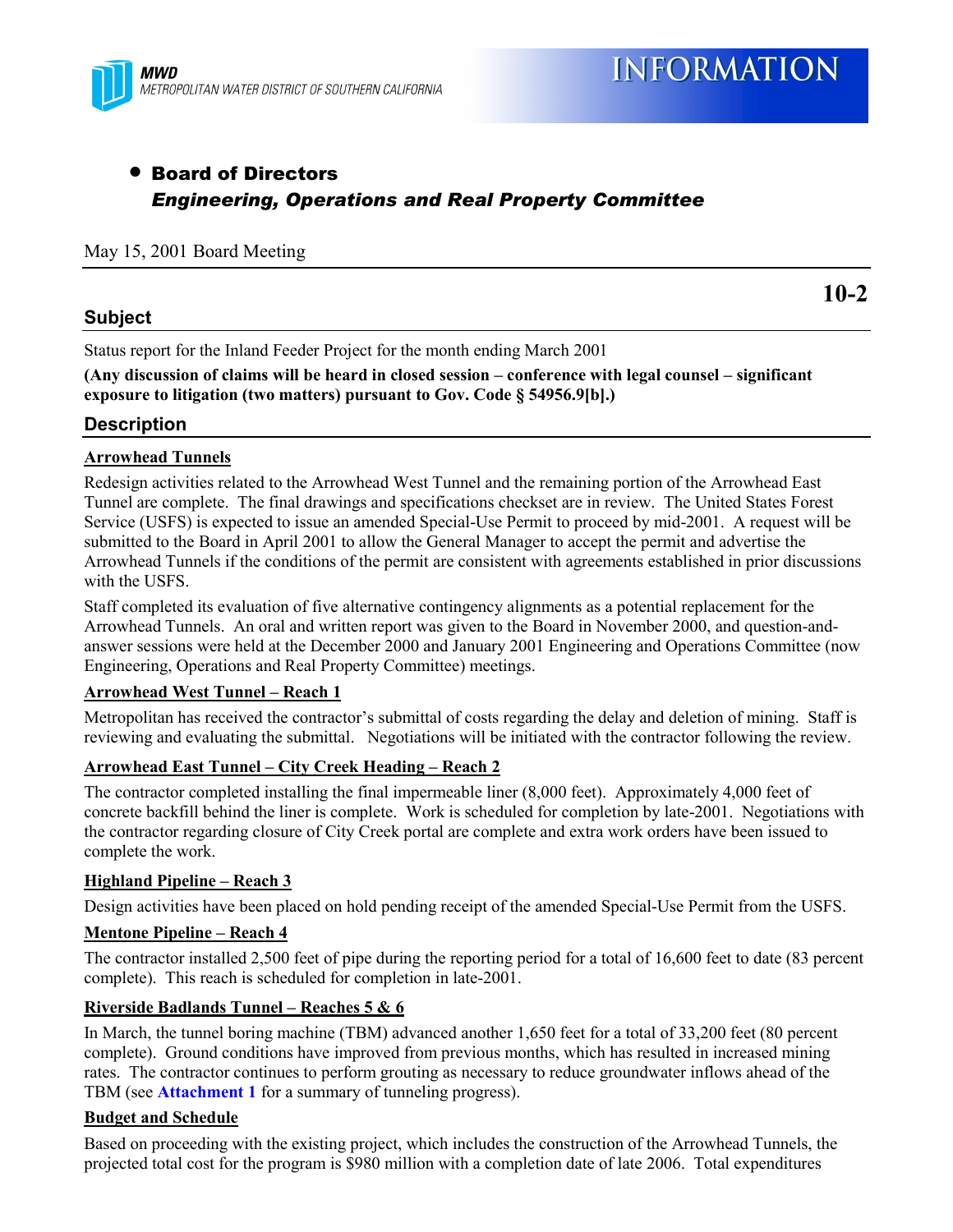MWD
METROPOLITAN WATER DISTRICT OF SOUTHERN CALIFORNIA

# INFORMATION

- **Board of Directors**
  ***Engineering, Operations and Real Property Committee***

May 15, 2001 Board Meeting

**10-2**

## Subject

Status report for the Inland Feeder Project for the month ending March 2001

**(Any discussion of claims will be heard in closed session – conference with legal counsel – significant exposure to litigation (two matters) pursuant to Gov. Code § 54956.9[b].)**

## Description

**Arrowhead Tunnels**

Redesign activities related to the Arrowhead West Tunnel and the remaining portion of the Arrowhead East Tunnel are complete. The final drawings and specifications checkset are in review. The United States Forest Service (USFS) is expected to issue an amended Special-Use Permit to proceed by mid-2001. A request will be submitted to the Board in April 2001 to allow the General Manager to accept the permit and advertise the Arrowhead Tunnels if the conditions of the permit are consistent with agreements established in prior discussions with the USFS.

Staff completed its evaluation of five alternative contingency alignments as a potential replacement for the Arrowhead Tunnels. An oral and written report was given to the Board in November 2000, and question-and-answer sessions were held at the December 2000 and January 2001 Engineering and Operations Committee (now Engineering, Operations and Real Property Committee) meetings.

**Arrowhead West Tunnel – Reach 1**

Metropolitan has received the contractor's submittal of costs regarding the delay and deletion of mining. Staff is reviewing and evaluating the submittal. Negotiations will be initiated with the contractor following the review.

**Arrowhead East Tunnel – City Creek Heading – Reach 2**

The contractor completed installing the final impermeable liner (8,000 feet). Approximately 4,000 feet of concrete backfill behind the liner is complete. Work is scheduled for completion by late-2001. Negotiations with the contractor regarding closure of City Creek portal are complete and extra work orders have been issued to complete the work.

**Highland Pipeline – Reach 3**

Design activities have been placed on hold pending receipt of the amended Special-Use Permit from the USFS.

**Mentone Pipeline – Reach 4**

The contractor installed 2,500 feet of pipe during the reporting period for a total of 16,600 feet to date (83 percent complete). This reach is scheduled for completion in late-2001.

**Riverside Badlands Tunnel – Reaches 5 & 6**

In March, the tunnel boring machine (TBM) advanced another 1,650 feet for a total of 33,200 feet (80 percent complete). Ground conditions have improved from previous months, which has resulted in increased mining rates. The contractor continues to perform grouting as necessary to reduce groundwater inflows ahead of the TBM (see **Attachment 1** for a summary of tunneling progress).

**Budget and Schedule**

Based on proceeding with the existing project, which includes the construction of the Arrowhead Tunnels, the projected total cost for the program is $980 million with a completion date of late 2006. Total expenditures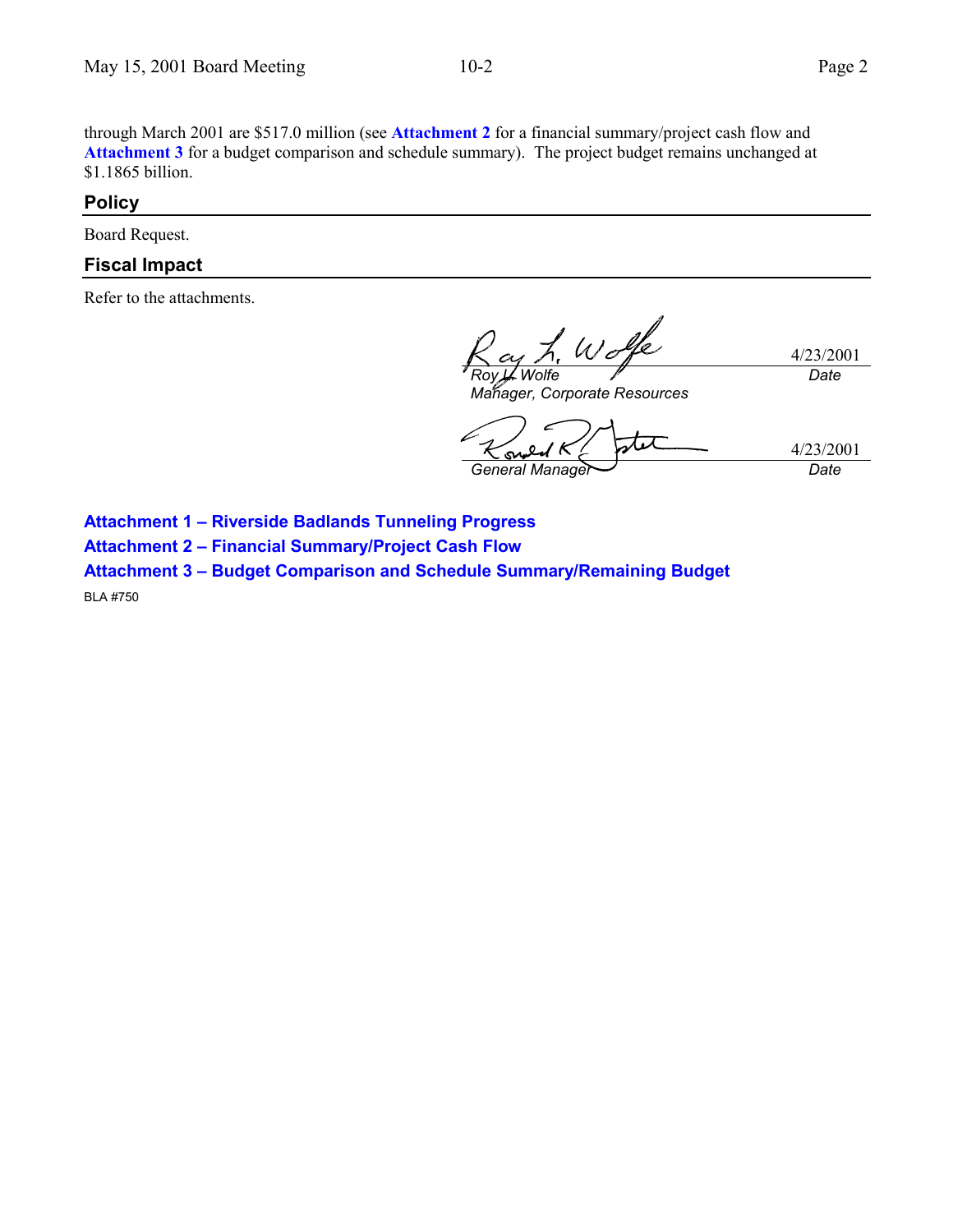through March 2001 are $517.0 million (see **Attachment 2** for a financial summary/project cash flow and **Attachment 3** for a budget comparison and schedule summary). The project budget remains unchanged at $1.1865 billion.

## Policy

Board Request.

## Fiscal Impact

Refer to the attachments.

| | |
|---|---|
| *Roy L. Wolfe*<br>*Manager, Corporate Resources* | 4/23/2001<br>*Date* |
| *General Manager* | 4/23/2001<br>*Date* |

**Attachment 1 – Riverside Badlands Tunneling Progress**

**Attachment 2 – Financial Summary/Project Cash Flow**

**Attachment 3 – Budget Comparison and Schedule Summary/Remaining Budget**

BLA #750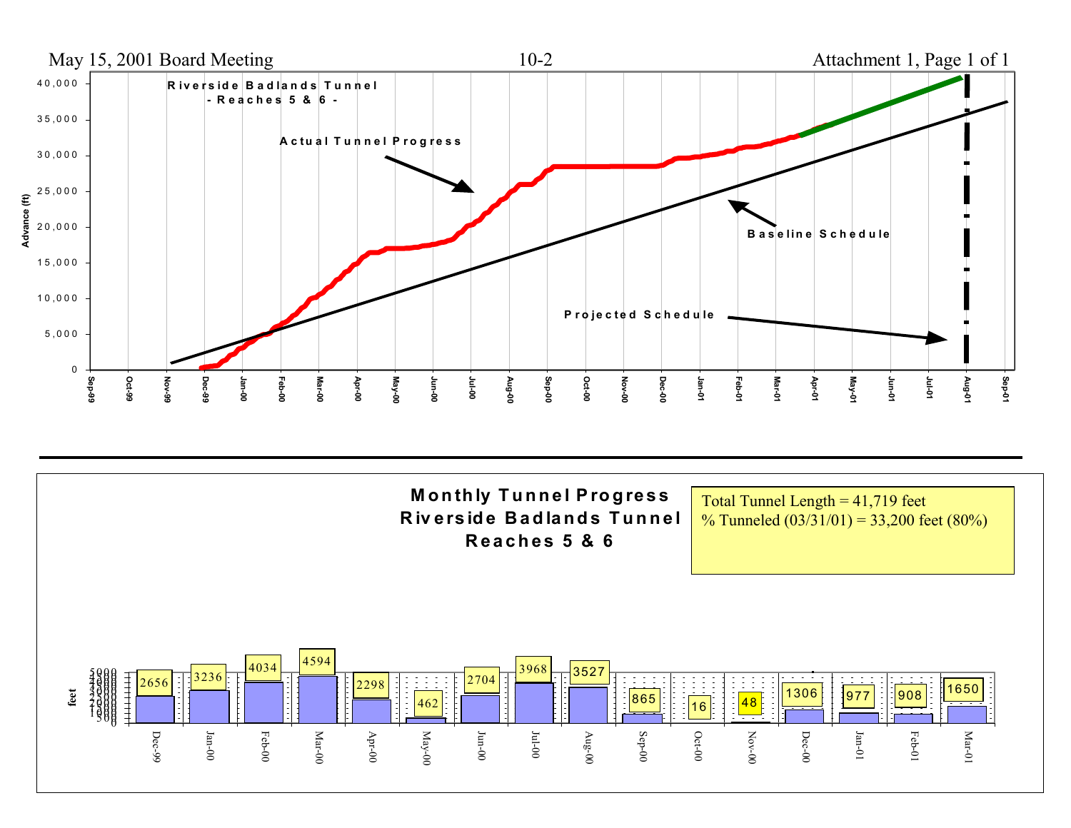May 15, 2001 Board Meeting — 10-2 — Attachment 1, Page 1 of 1

**Riverside Badlands Tunnel**
**- Reaches 5 & 6 -**

Actual Tunnel Progress

Baseline Schedule

Projected Schedule

Advance (ft)

0, 5,000, 10,000, 15,000, 20,000, 25,000, 30,000, 35,000, 40,000

Sep-99, Oct-99, Nov-99, Dec-99, Jan-00, Feb-00, Mar-00, Apr-00, May-00, Jun-00, Jul-00, Aug-00, Sep-00, Oct-00, Nov-00, Dec-00, Jan-01, Feb-01, Mar-01, Apr-01, May-01, Jun-01, Jul-01, Aug-01, Sep-01

---

## Monthly Tunnel Progress
## Riverside Badlands Tunnel
## Reaches 5 & 6

Total Tunnel Length = 41,719 feet
% Tunneled (03/31/01) = 33,200 feet (80%)

| Month | feet |
|---|---|
| Dec-99 | 2656 |
| Jan-00 | 3236 |
| Feb-00 | 4034 |
| Mar-00 | 4594 |
| Apr-00 | 2298 |
| May-00 | 462 |
| Jun-00 | 2704 |
| Jul-00 | 3968 |
| Aug-00 | 3527 |
| Sep-00 | 865 |
| Oct-00 | 16 |
| Nov-00 | 48 |
| Dec-00 | 1306 |
| Jan-01 | 977 |
| Feb-01 | 908 |
| Mar-01 | 1650 |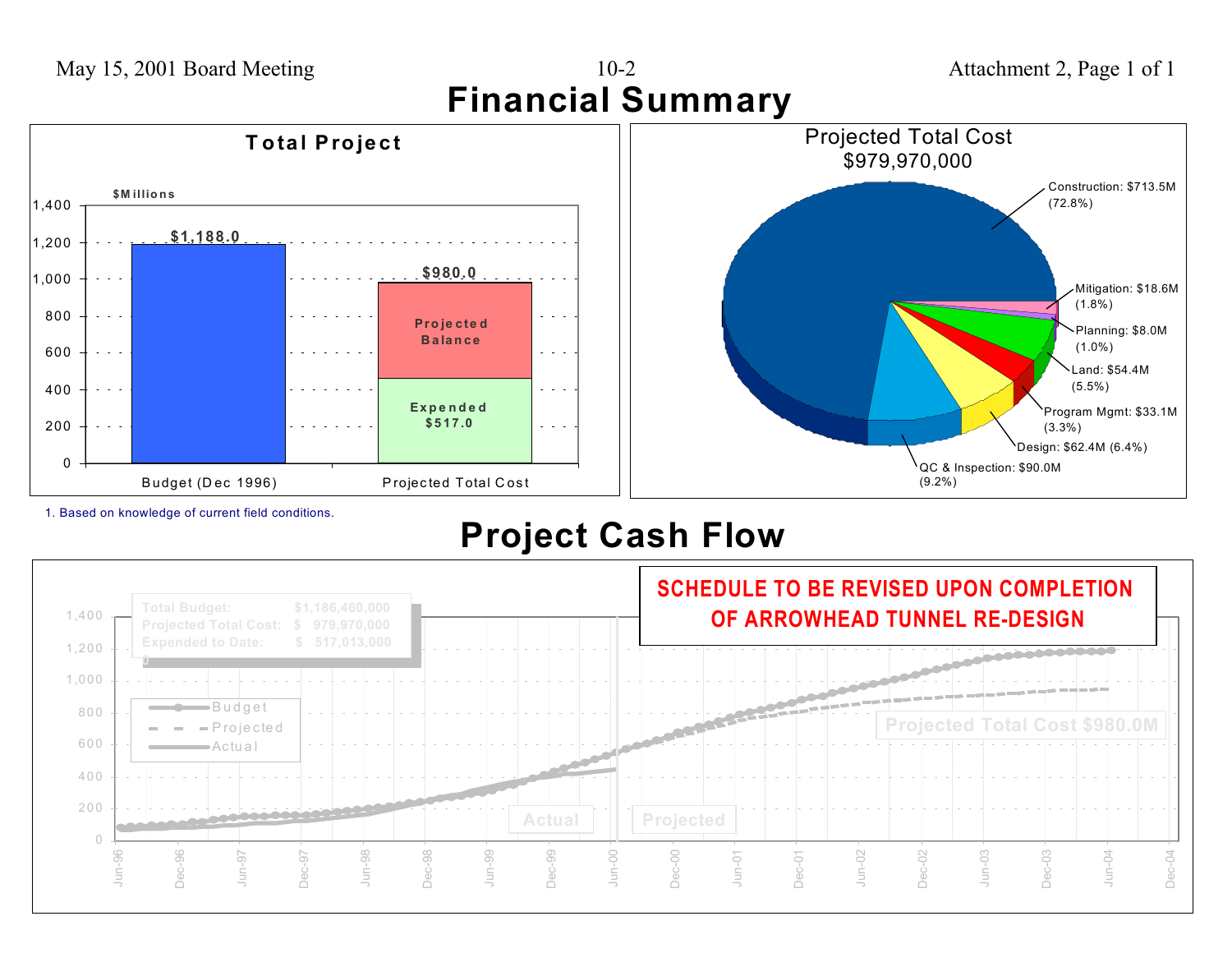# Financial Summary

## Total Project

$Millions

| | Budget (Dec 1996) | Projected Total Cost |
|---|---|---|
| Total | $1,188.0 | $980.0 |
| Expended | | $517.0 |
| Projected Balance | | |

1. Based on knowledge of current field conditions.

## Projected Total Cost $979,970,000

- Construction: $713.5M (72.8%)
- Mitigation: $18.6M (1.8%)
- Planning: $8.0M (1.0%)
- Land: $54.4M (5.5%)
- Program Mgmt: $33.1M (3.3%)
- Design: $62.4M (6.4%)
- QC & Inspection: $90.0M (9.2%)

# Project Cash Flow

**SCHEDULE TO BE REVISED UPON COMPLETION OF ARROWHEAD TUNNEL RE-DESIGN**

| | |
|---|---|
| Total Budget: | $1,186,460,000 |
| Projected Total Cost: | $ 979,970,000 |
| Expended to Date: | $ 517,013,000 |

Legend: Budget, Projected, Actual

Projected Total Cost $980.0M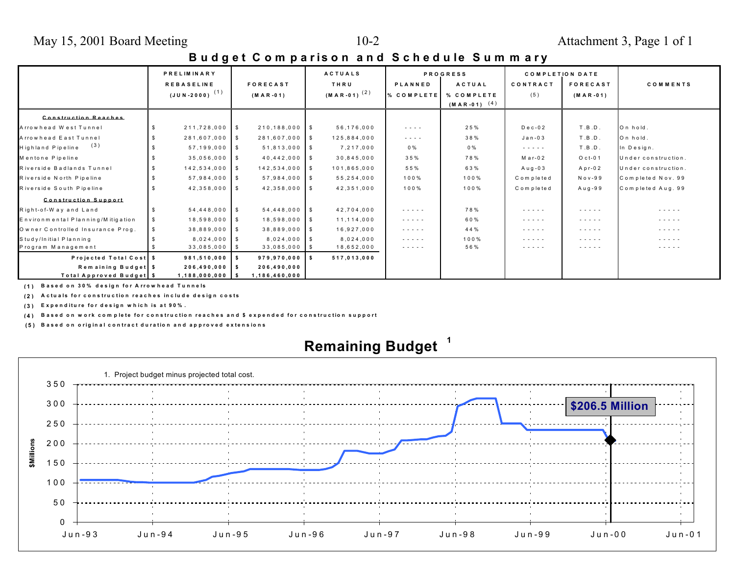May 15, 2001 Board Meeting 10-2 Attachment 3, Page 1 of 1

## Budget Comparison and Schedule Summary

| | PRELIMINARY REBASELINE (JUN-2000) (1) | FORECAST (MAR-01) | ACTUALS THRU (MAR-01) (2) | PROGRESS | | COMPLETION DATE | | COMMENTS |
|---|---|---|---|---|---|---|---|---|
| | | | | PLANNED % COMPLETE | ACTUAL % COMPLETE (MAR-01) (4) | CONTRACT (5) | FORECAST (MAR-01) | |
| **Construction Reaches** | | | | | | | | |
| Arrowhead West Tunnel | $ 211,728,000 | $ 210,188,000 | $ 56,176,000 | ---- | 25% | Dec-02 | T.B.D. | On hold. |
| Arrowhead East Tunnel | $ 281,607,000 | $ 281,607,000 | $ 125,884,000 | ---- | 38% | Jan-03 | T.B.D. | On hold. |
| Highland Pipeline (3) | $ 57,199,000 | $ 51,813,000 | $ 7,217,000 | 0% | 0% | ----- | T.B.D. | In Design. |
| Mentone Pipeline | $ 35,056,000 | $ 40,442,000 | $ 30,845,000 | 35% | 78% | Mar-02 | Oct-01 | Under construction. |
| Riverside Badlands Tunnel | $ 142,534,000 | $ 142,534,000 | $ 101,865,000 | 55% | 63% | Aug-03 | Apr-02 | Under construction. |
| Riverside North Pipeline | $ 57,984,000 | $ 57,984,000 | $ 55,254,000 | 100% | 100% | Completed | Nov-99 | Completed Nov. 99 |
| Riverside South Pipeline | $ 42,358,000 | $ 42,358,000 | $ 42,351,000 | 100% | 100% | Completed | Aug-99 | Completed Aug. 99 |
| **Construction Support** | | | | | | | | |
| Right-of-Way and Land | $ 54,448,000 | $ 54,448,000 | $ 42,704,000 | ----- | 78% | ----- | ----- | ----- |
| Environmental Planning/Mitigation | $ 18,598,000 | $ 18,598,000 | $ 11,114,000 | ----- | 60% | ----- | ----- | ----- |
| Owner Controlled Insurance Prog. | $ 38,889,000 | $ 38,889,000 | $ 16,927,000 | ----- | 44% | ----- | ----- | ----- |
| Study/Initial Planning | $ 8,024,000 | $ 8,024,000 | $ 8,024,000 | ----- | 100% | ----- | ----- | ----- |
| Program Management | $ 33,085,000 | $ 33,085,000 | $ 18,652,000 | ----- | 56% | ----- | ----- | ----- |
| **Projected Total Cost** | **$ 981,510,000** | **$ 979,970,000** | **$ 517,013,000** | | | | | |
| **Remaining Budget** | **$ 206,490,000** | **$ 206,490,000** | | | | | | |
| **Total Approved Budget** | **$ 1,188,000,000** | **$ 1,186,460,000** | | | | | | |

**(1) Based on 30% design for Arrowhead Tunnels**

**(2) Actuals for construction reaches include design costs**

**(3) Expenditure for design which is at 90%.**

**(4) Based on work complete for construction reaches and $ expended for construction support**

**(5) Based on original contract duration and approved extensions**

## Remaining Budget [1]

1. Project budget minus projected total cost.

$206.5 Million

$Millions

0
50
100
150
200
250
300
350

Jun-93 Jun-94 Jun-95 Jun-96 Jun-97 Jun-98 Jun-99 Jun-00 Jun-01